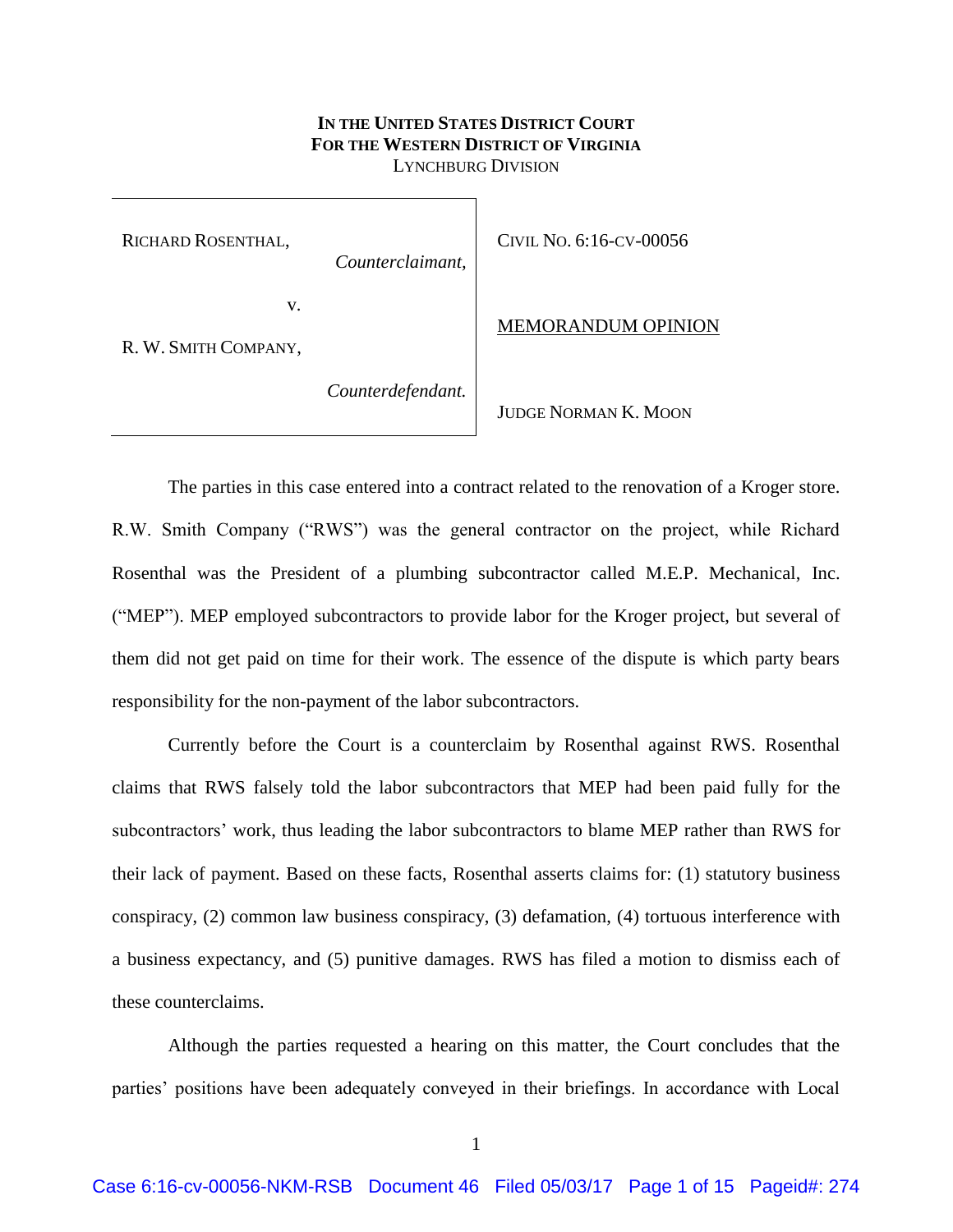**IN THE UNITED STATES DISTRICT COURT**
**FOR THE WESTERN DISTRICT OF VIRGINIA**
LYNCHBURG DIVISION

| | |
|---|---|
| RICHARD ROSENTHAL, *Counterclaimant,* v. R. W. SMITH COMPANY, *Counterdefendant.* | CIVIL NO. 6:16-CV-00056 <br> MEMORANDUM OPINION <br> JUDGE NORMAN K. MOON |

The parties in this case entered into a contract related to the renovation of a Kroger store. R.W. Smith Company ("RWS") was the general contractor on the project, while Richard Rosenthal was the President of a plumbing subcontractor called M.E.P. Mechanical, Inc. ("MEP"). MEP employed subcontractors to provide labor for the Kroger project, but several of them did not get paid on time for their work. The essence of the dispute is which party bears responsibility for the non-payment of the labor subcontractors.

Currently before the Court is a counterclaim by Rosenthal against RWS. Rosenthal claims that RWS falsely told the labor subcontractors that MEP had been paid fully for the subcontractors' work, thus leading the labor subcontractors to blame MEP rather than RWS for their lack of payment. Based on these facts, Rosenthal asserts claims for: (1) statutory business conspiracy, (2) common law business conspiracy, (3) defamation, (4) tortuous interference with a business expectancy, and (5) punitive damages. RWS has filed a motion to dismiss each of these counterclaims.

Although the parties requested a hearing on this matter, the Court concludes that the parties' positions have been adequately conveyed in their briefings. In accordance with Local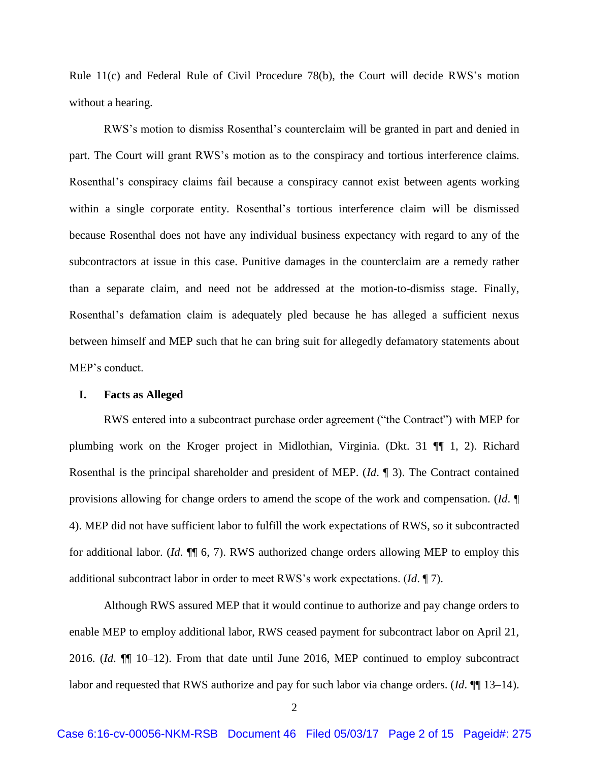Rule 11(c) and Federal Rule of Civil Procedure 78(b), the Court will decide RWS's motion without a hearing.

RWS's motion to dismiss Rosenthal's counterclaim will be granted in part and denied in part. The Court will grant RWS's motion as to the conspiracy and tortious interference claims. Rosenthal's conspiracy claims fail because a conspiracy cannot exist between agents working within a single corporate entity. Rosenthal's tortious interference claim will be dismissed because Rosenthal does not have any individual business expectancy with regard to any of the subcontractors at issue in this case. Punitive damages in the counterclaim are a remedy rather than a separate claim, and need not be addressed at the motion-to-dismiss stage. Finally, Rosenthal's defamation claim is adequately pled because he has alleged a sufficient nexus between himself and MEP such that he can bring suit for allegedly defamatory statements about MEP's conduct.

## I. Facts as Alleged

RWS entered into a subcontract purchase order agreement ("the Contract") with MEP for plumbing work on the Kroger project in Midlothian, Virginia. (Dkt. 31 ¶¶ 1, 2). Richard Rosenthal is the principal shareholder and president of MEP. (*Id*. ¶ 3). The Contract contained provisions allowing for change orders to amend the scope of the work and compensation. (*Id*. ¶ 4). MEP did not have sufficient labor to fulfill the work expectations of RWS, so it subcontracted for additional labor. (*Id*. ¶¶ 6, 7). RWS authorized change orders allowing MEP to employ this additional subcontract labor in order to meet RWS's work expectations. (*Id*. ¶ 7).

Although RWS assured MEP that it would continue to authorize and pay change orders to enable MEP to employ additional labor, RWS ceased payment for subcontract labor on April 21, 2016. (*Id*. ¶¶ 10–12). From that date until June 2016, MEP continued to employ subcontract labor and requested that RWS authorize and pay for such labor via change orders. (*Id*. ¶¶ 13–14).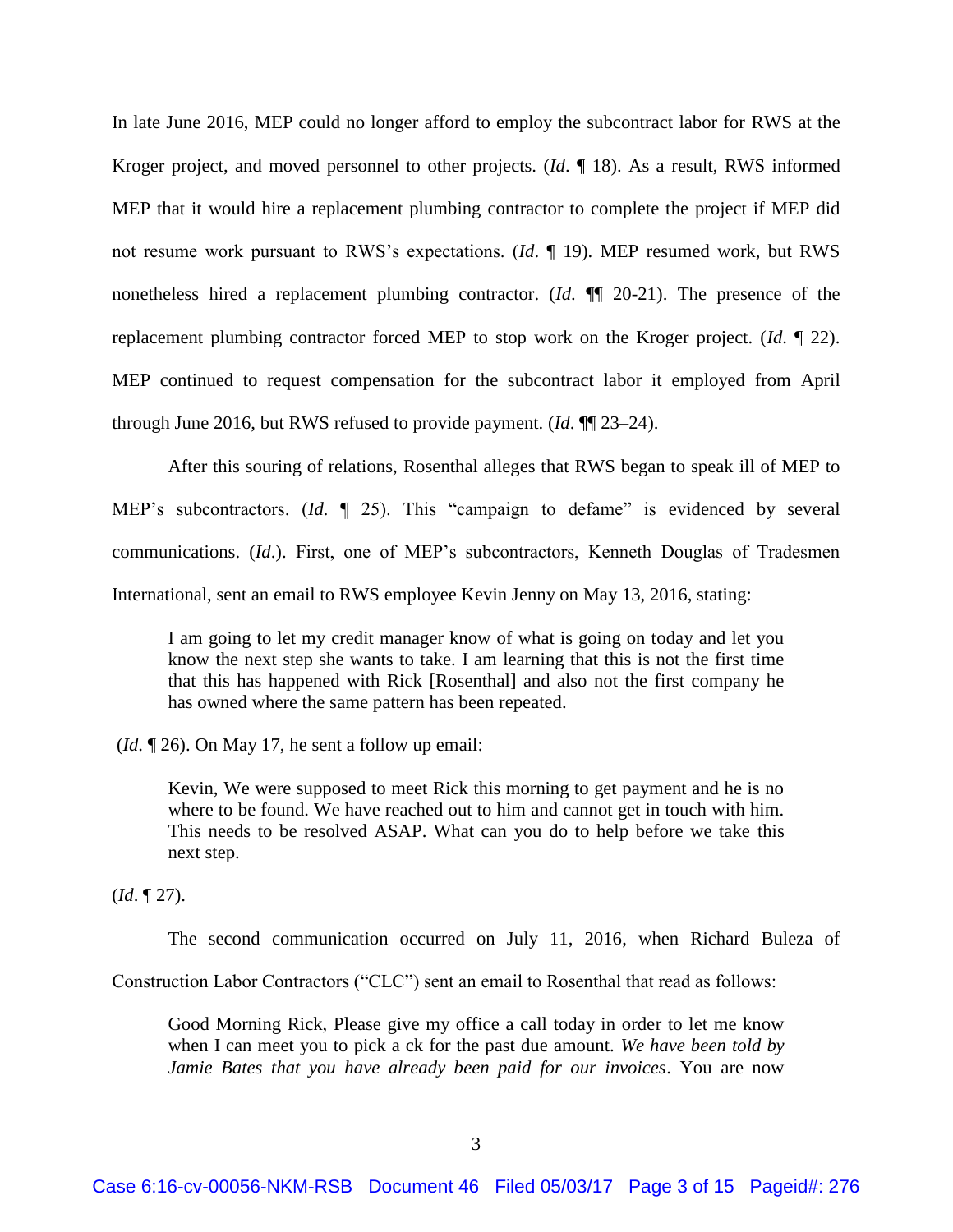In late June 2016, MEP could no longer afford to employ the subcontract labor for RWS at the Kroger project, and moved personnel to other projects. (*Id*. ¶ 18). As a result, RWS informed MEP that it would hire a replacement plumbing contractor to complete the project if MEP did not resume work pursuant to RWS's expectations. (*Id*. ¶ 19). MEP resumed work, but RWS nonetheless hired a replacement plumbing contractor. (*Id*. ¶¶ 20-21). The presence of the replacement plumbing contractor forced MEP to stop work on the Kroger project. (*Id*. ¶ 22). MEP continued to request compensation for the subcontract labor it employed from April through June 2016, but RWS refused to provide payment. (*Id*. ¶¶ 23–24).

After this souring of relations, Rosenthal alleges that RWS began to speak ill of MEP to MEP's subcontractors. (*Id*. ¶ 25). This "campaign to defame" is evidenced by several communications. (*Id*.). First, one of MEP's subcontractors, Kenneth Douglas of Tradesmen International, sent an email to RWS employee Kevin Jenny on May 13, 2016, stating:

> I am going to let my credit manager know of what is going on today and let you know the next step she wants to take. I am learning that this is not the first time that this has happened with Rick [Rosenthal] and also not the first company he has owned where the same pattern has been repeated.

(*Id*. ¶ 26). On May 17, he sent a follow up email:

> Kevin, We were supposed to meet Rick this morning to get payment and he is no where to be found. We have reached out to him and cannot get in touch with him. This needs to be resolved ASAP. What can you do to help before we take this next step.

(*Id*. ¶ 27).

The second communication occurred on July 11, 2016, when Richard Buleza of Construction Labor Contractors ("CLC") sent an email to Rosenthal that read as follows:

> Good Morning Rick, Please give my office a call today in order to let me know when I can meet you to pick a ck for the past due amount. *We have been told by Jamie Bates that you have already been paid for our invoices*. You are now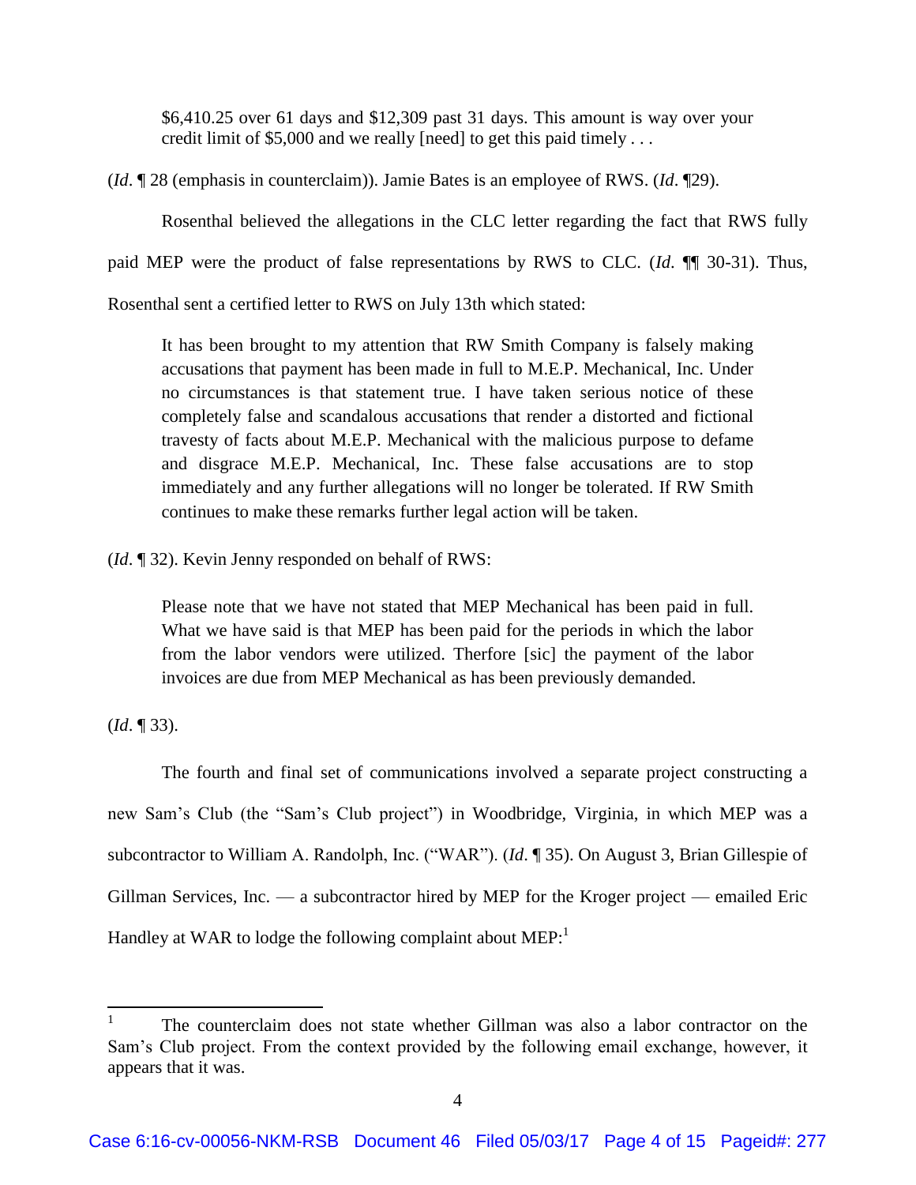> $6,410.25 over 61 days and $12,309 past 31 days. This amount is way over your credit limit of $5,000 and we really [need] to get this paid timely . . .

(*Id*. ¶ 28 (emphasis in counterclaim)). Jamie Bates is an employee of RWS. (*Id*. ¶29).

Rosenthal believed the allegations in the CLC letter regarding the fact that RWS fully paid MEP were the product of false representations by RWS to CLC. (*Id*. ¶¶ 30-31). Thus, Rosenthal sent a certified letter to RWS on July 13th which stated:

> It has been brought to my attention that RW Smith Company is falsely making accusations that payment has been made in full to M.E.P. Mechanical, Inc. Under no circumstances is that statement true. I have taken serious notice of these completely false and scandalous accusations that render a distorted and fictional travesty of facts about M.E.P. Mechanical with the malicious purpose to defame and disgrace M.E.P. Mechanical, Inc. These false accusations are to stop immediately and any further allegations will no longer be tolerated. If RW Smith continues to make these remarks further legal action will be taken.

(*Id*. ¶ 32). Kevin Jenny responded on behalf of RWS:

> Please note that we have not stated that MEP Mechanical has been paid in full. What we have said is that MEP has been paid for the periods in which the labor from the labor vendors were utilized. Therfore [sic] the payment of the labor invoices are due from MEP Mechanical as has been previously demanded.

(*Id*. ¶ 33).

The fourth and final set of communications involved a separate project constructing a new Sam's Club (the "Sam's Club project") in Woodbridge, Virginia, in which MEP was a subcontractor to William A. Randolph, Inc. ("WAR"). (*Id*. ¶ 35). On August 3, Brian Gillespie of Gillman Services, Inc. — a subcontractor hired by MEP for the Kroger project — emailed Eric Handley at WAR to lodge the following complaint about MEP:[1]

---

[1] The counterclaim does not state whether Gillman was also a labor contractor on the Sam's Club project. From the context provided by the following email exchange, however, it appears that it was.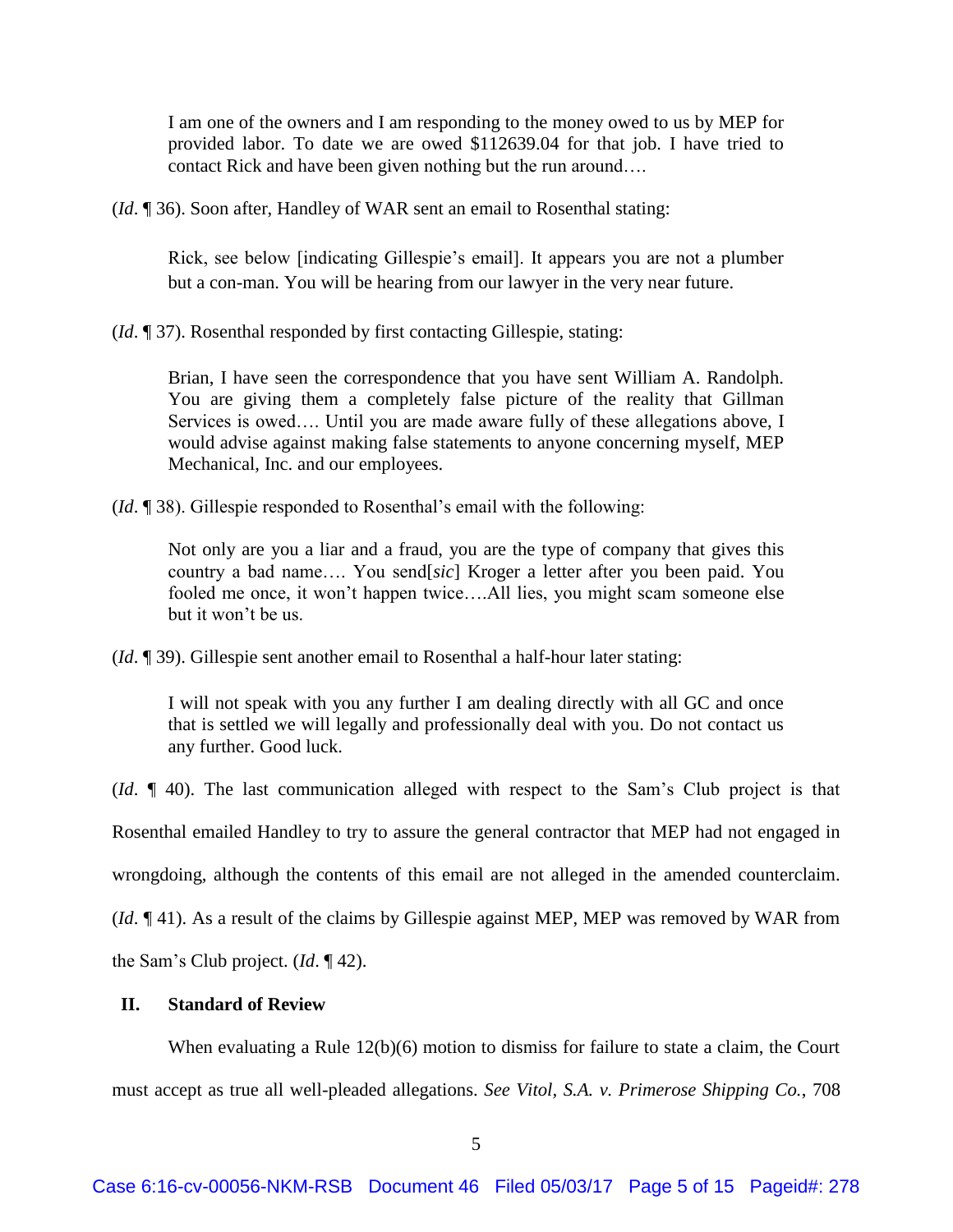> I am one of the owners and I am responding to the money owed to us by MEP for provided labor. To date we are owed $112639.04 for that job. I have tried to contact Rick and have been given nothing but the run around….

(*Id*. ¶ 36). Soon after, Handley of WAR sent an email to Rosenthal stating:

> Rick, see below [indicating Gillespie's email]. It appears you are not a plumber but a con-man. You will be hearing from our lawyer in the very near future.

(*Id*. ¶ 37). Rosenthal responded by first contacting Gillespie, stating:

> Brian, I have seen the correspondence that you have sent William A. Randolph. You are giving them a completely false picture of the reality that Gillman Services is owed…. Until you are made aware fully of these allegations above, I would advise against making false statements to anyone concerning myself, MEP Mechanical, Inc. and our employees.

(*Id*. ¶ 38). Gillespie responded to Rosenthal's email with the following:

> Not only are you a liar and a fraud, you are the type of company that gives this country a bad name…. You send[*sic*] Kroger a letter after you been paid. You fooled me once, it won't happen twice….All lies, you might scam someone else but it won't be us.

(*Id*. ¶ 39). Gillespie sent another email to Rosenthal a half-hour later stating:

> I will not speak with you any further I am dealing directly with all GC and once that is settled we will legally and professionally deal with you. Do not contact us any further. Good luck.

(*Id*. ¶ 40). The last communication alleged with respect to the Sam's Club project is that Rosenthal emailed Handley to try to assure the general contractor that MEP had not engaged in wrongdoing, although the contents of this email are not alleged in the amended counterclaim. (*Id*. ¶ 41). As a result of the claims by Gillespie against MEP, MEP was removed by WAR from the Sam's Club project. (*Id*. ¶ 42).

## II. Standard of Review

When evaluating a Rule 12(b)(6) motion to dismiss for failure to state a claim, the Court must accept as true all well-pleaded allegations. *See Vitol, S.A. v. Primerose Shipping Co.*, 708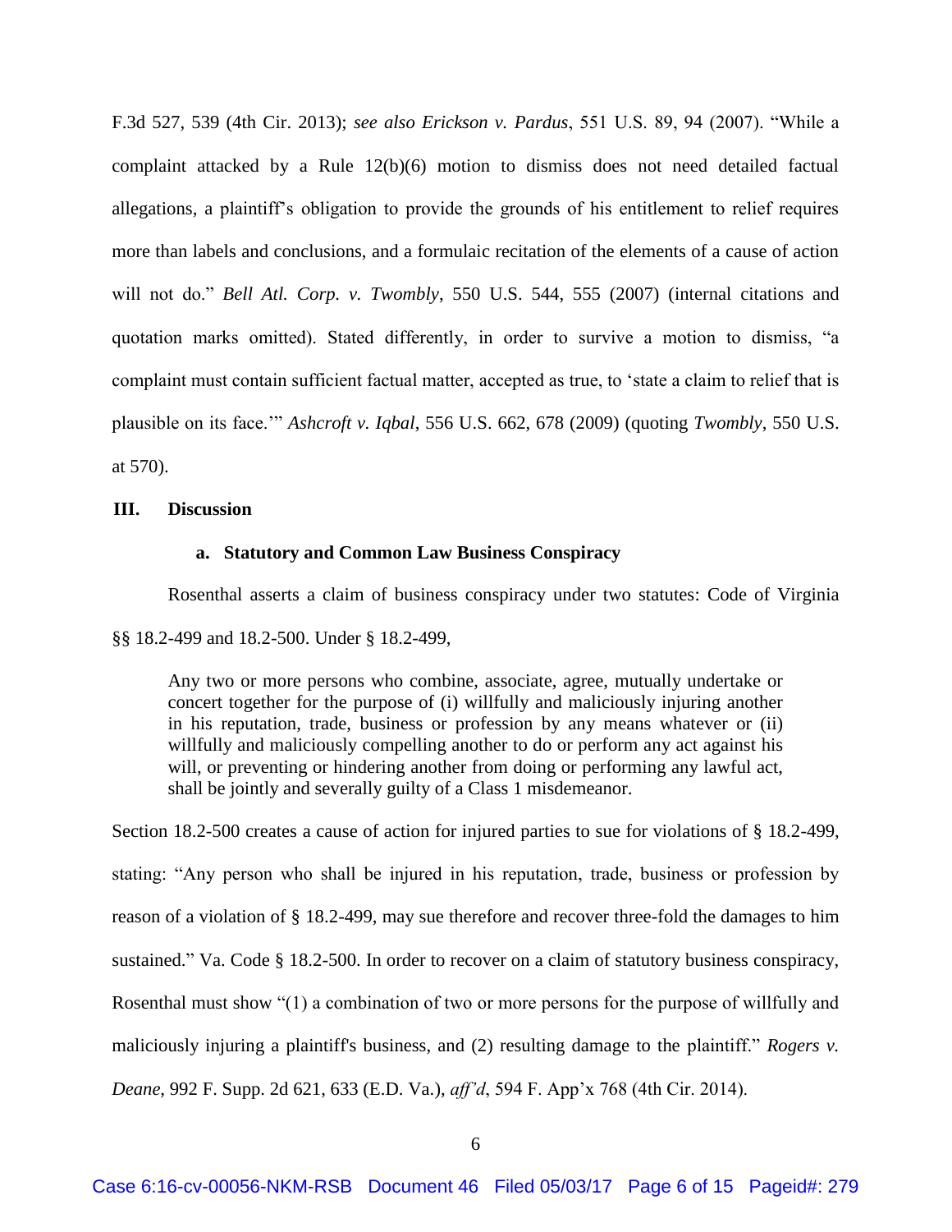F.3d 527, 539 (4th Cir. 2013); *see also Erickson v. Pardus*, 551 U.S. 89, 94 (2007). "While a complaint attacked by a Rule 12(b)(6) motion to dismiss does not need detailed factual allegations, a plaintiff's obligation to provide the grounds of his entitlement to relief requires more than labels and conclusions, and a formulaic recitation of the elements of a cause of action will not do." *Bell Atl. Corp. v. Twombly*, 550 U.S. 544, 555 (2007) (internal citations and quotation marks omitted). Stated differently, in order to survive a motion to dismiss, "a complaint must contain sufficient factual matter, accepted as true, to 'state a claim to relief that is plausible on its face.'" *Ashcroft v. Iqbal*, 556 U.S. 662, 678 (2009) (quoting *Twombly*, 550 U.S. at 570).

## III. Discussion

### a. Statutory and Common Law Business Conspiracy

Rosenthal asserts a claim of business conspiracy under two statutes: Code of Virginia §§ 18.2-499 and 18.2-500. Under § 18.2-499,

> Any two or more persons who combine, associate, agree, mutually undertake or concert together for the purpose of (i) willfully and maliciously injuring another in his reputation, trade, business or profession by any means whatever or (ii) willfully and maliciously compelling another to do or perform any act against his will, or preventing or hindering another from doing or performing any lawful act, shall be jointly and severally guilty of a Class 1 misdemeanor.

Section 18.2-500 creates a cause of action for injured parties to sue for violations of § 18.2-499, stating: "Any person who shall be injured in his reputation, trade, business or profession by reason of a violation of § 18.2-499, may sue therefore and recover three-fold the damages to him sustained." Va. Code § 18.2-500. In order to recover on a claim of statutory business conspiracy, Rosenthal must show "(1) a combination of two or more persons for the purpose of willfully and maliciously injuring a plaintiff's business, and (2) resulting damage to the plaintiff." *Rogers v. Deane*, 992 F. Supp. 2d 621, 633 (E.D. Va.), *aff'd*, 594 F. App'x 768 (4th Cir. 2014).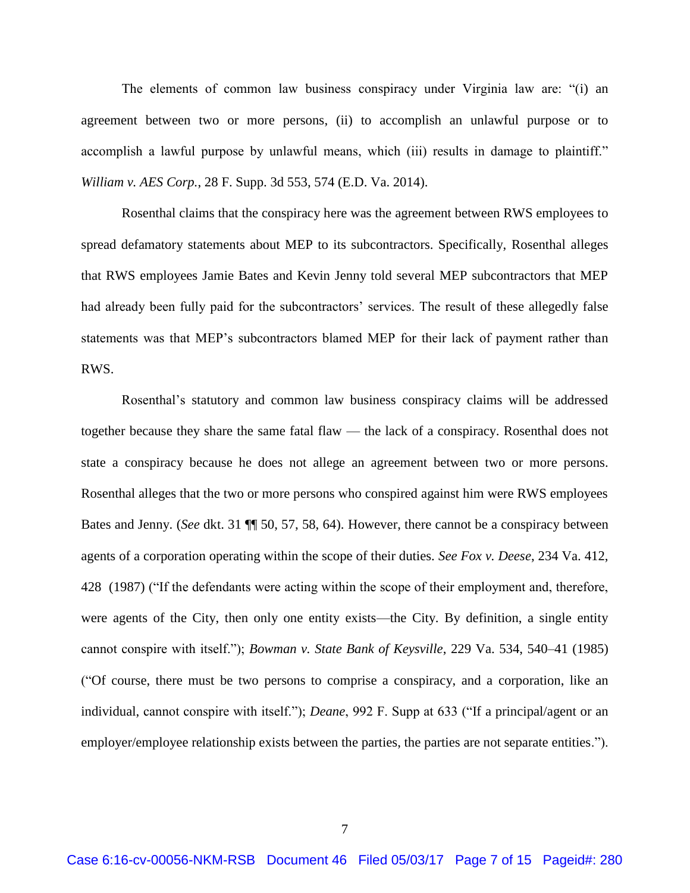The elements of common law business conspiracy under Virginia law are: "(i) an agreement between two or more persons, (ii) to accomplish an unlawful purpose or to accomplish a lawful purpose by unlawful means, which (iii) results in damage to plaintiff." *William v. AES Corp.*, 28 F. Supp. 3d 553, 574 (E.D. Va. 2014).

Rosenthal claims that the conspiracy here was the agreement between RWS employees to spread defamatory statements about MEP to its subcontractors. Specifically, Rosenthal alleges that RWS employees Jamie Bates and Kevin Jenny told several MEP subcontractors that MEP had already been fully paid for the subcontractors' services. The result of these allegedly false statements was that MEP's subcontractors blamed MEP for their lack of payment rather than RWS.

Rosenthal's statutory and common law business conspiracy claims will be addressed together because they share the same fatal flaw — the lack of a conspiracy. Rosenthal does not state a conspiracy because he does not allege an agreement between two or more persons. Rosenthal alleges that the two or more persons who conspired against him were RWS employees Bates and Jenny. (*See* dkt. 31 ¶¶ 50, 57, 58, 64). However, there cannot be a conspiracy between agents of a corporation operating within the scope of their duties. *See Fox v. Deese*, 234 Va. 412, 428 (1987) ("If the defendants were acting within the scope of their employment and, therefore, were agents of the City, then only one entity exists—the City. By definition, a single entity cannot conspire with itself."); *Bowman v. State Bank of Keysville*, 229 Va. 534, 540–41 (1985) ("Of course, there must be two persons to comprise a conspiracy, and a corporation, like an individual, cannot conspire with itself."); *Deane*, 992 F. Supp at 633 ("If a principal/agent or an employer/employee relationship exists between the parties, the parties are not separate entities.").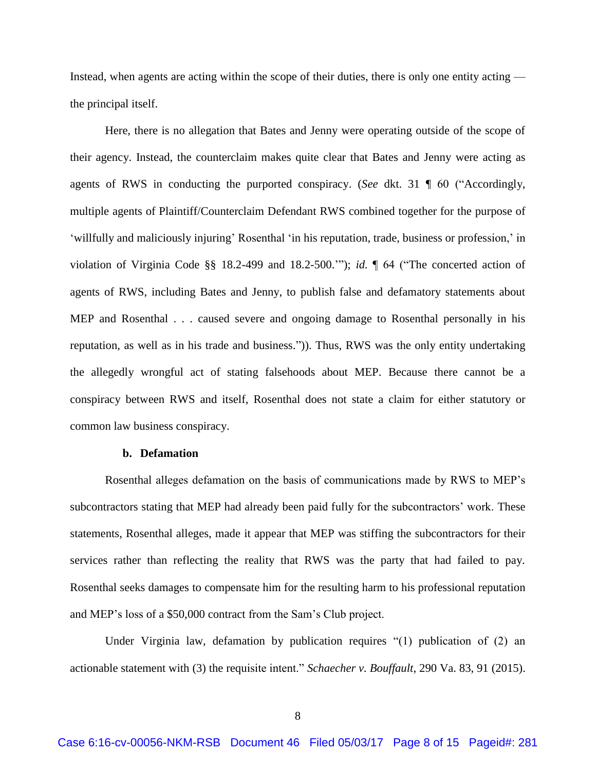Instead, when agents are acting within the scope of their duties, there is only one entity acting — the principal itself.

Here, there is no allegation that Bates and Jenny were operating outside of the scope of their agency. Instead, the counterclaim makes quite clear that Bates and Jenny were acting as agents of RWS in conducting the purported conspiracy. (*See* dkt. 31 ¶ 60 ("Accordingly, multiple agents of Plaintiff/Counterclaim Defendant RWS combined together for the purpose of 'willfully and maliciously injuring' Rosenthal 'in his reputation, trade, business or profession,' in violation of Virginia Code §§ 18.2-499 and 18.2-500.'"); *id.* ¶ 64 ("The concerted action of agents of RWS, including Bates and Jenny, to publish false and defamatory statements about MEP and Rosenthal . . . caused severe and ongoing damage to Rosenthal personally in his reputation, as well as in his trade and business.")). Thus, RWS was the only entity undertaking the allegedly wrongful act of stating falsehoods about MEP. Because there cannot be a conspiracy between RWS and itself, Rosenthal does not state a claim for either statutory or common law business conspiracy.

**b. Defamation**

Rosenthal alleges defamation on the basis of communications made by RWS to MEP's subcontractors stating that MEP had already been paid fully for the subcontractors' work. These statements, Rosenthal alleges, made it appear that MEP was stiffing the subcontractors for their services rather than reflecting the reality that RWS was the party that had failed to pay. Rosenthal seeks damages to compensate him for the resulting harm to his professional reputation and MEP's loss of a $50,000 contract from the Sam's Club project.

Under Virginia law, defamation by publication requires "(1) publication of (2) an actionable statement with (3) the requisite intent." *Schaecher v. Bouffault*, 290 Va. 83, 91 (2015).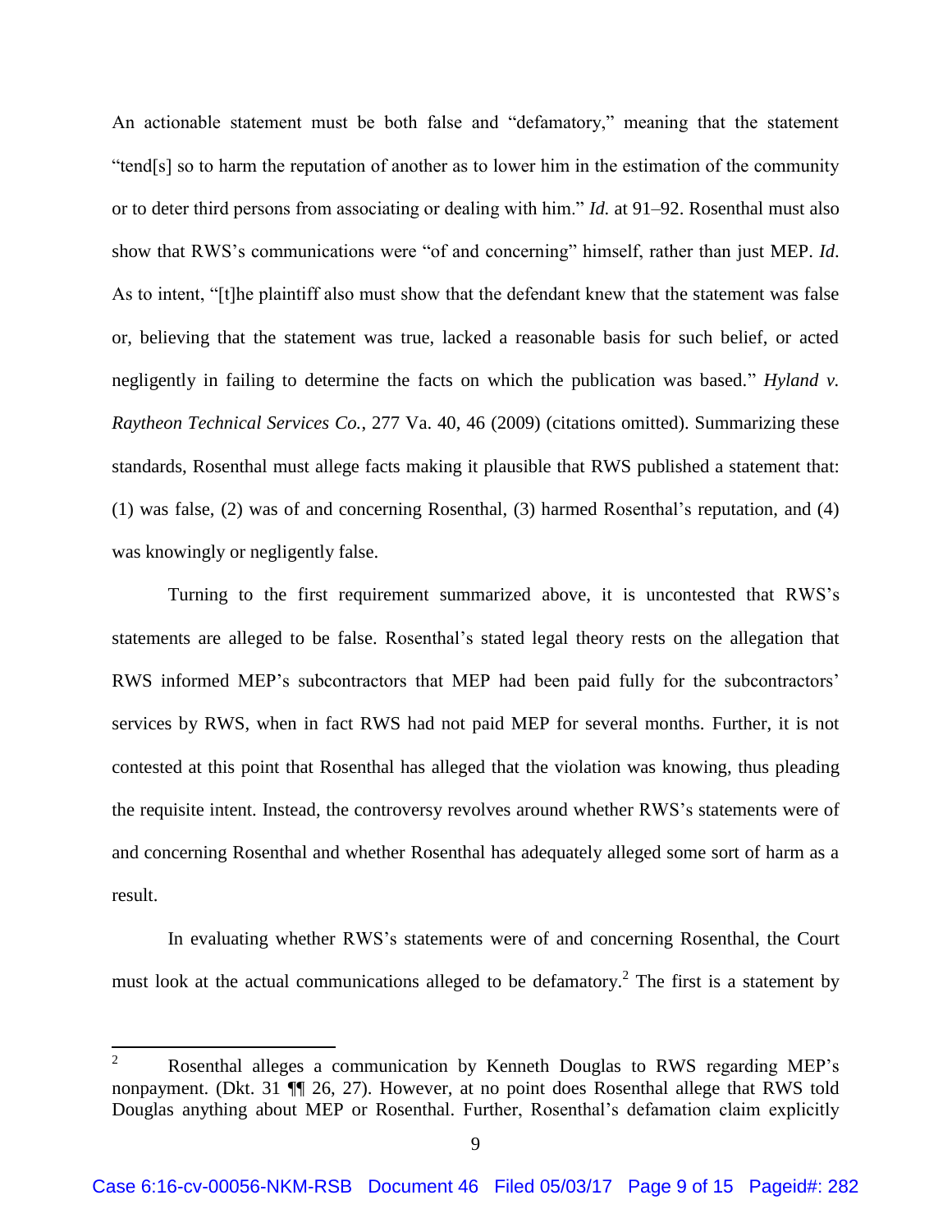An actionable statement must be both false and "defamatory," meaning that the statement "tend[s] so to harm the reputation of another as to lower him in the estimation of the community or to deter third persons from associating or dealing with him." *Id.* at 91–92. Rosenthal must also show that RWS's communications were "of and concerning" himself, rather than just MEP. *Id.* As to intent, "[t]he plaintiff also must show that the defendant knew that the statement was false or, believing that the statement was true, lacked a reasonable basis for such belief, or acted negligently in failing to determine the facts on which the publication was based." *Hyland v. Raytheon Technical Services Co.*, 277 Va. 40, 46 (2009) (citations omitted). Summarizing these standards, Rosenthal must allege facts making it plausible that RWS published a statement that: (1) was false, (2) was of and concerning Rosenthal, (3) harmed Rosenthal's reputation, and (4) was knowingly or negligently false.

Turning to the first requirement summarized above, it is uncontested that RWS's statements are alleged to be false. Rosenthal's stated legal theory rests on the allegation that RWS informed MEP's subcontractors that MEP had been paid fully for the subcontractors' services by RWS, when in fact RWS had not paid MEP for several months. Further, it is not contested at this point that Rosenthal has alleged that the violation was knowing, thus pleading the requisite intent. Instead, the controversy revolves around whether RWS's statements were of and concerning Rosenthal and whether Rosenthal has adequately alleged some sort of harm as a result.

In evaluating whether RWS's statements were of and concerning Rosenthal, the Court must look at the actual communications alleged to be defamatory.[2] The first is a statement by

[2] Rosenthal alleges a communication by Kenneth Douglas to RWS regarding MEP's nonpayment. (Dkt. 31 ¶¶ 26, 27). However, at no point does Rosenthal allege that RWS told Douglas anything about MEP or Rosenthal. Further, Rosenthal's defamation claim explicitly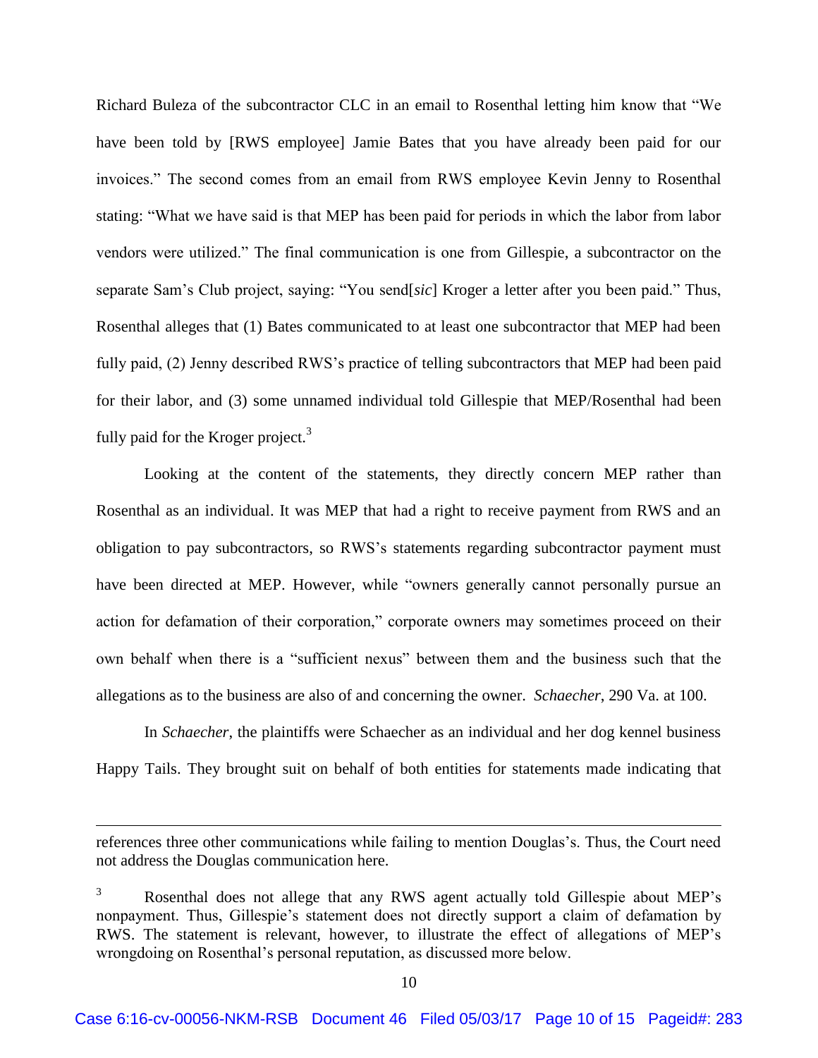Richard Buleza of the subcontractor CLC in an email to Rosenthal letting him know that "We have been told by [RWS employee] Jamie Bates that you have already been paid for our invoices." The second comes from an email from RWS employee Kevin Jenny to Rosenthal stating: "What we have said is that MEP has been paid for periods in which the labor from labor vendors were utilized." The final communication is one from Gillespie, a subcontractor on the separate Sam's Club project, saying: "You send[*sic*] Kroger a letter after you been paid." Thus, Rosenthal alleges that (1) Bates communicated to at least one subcontractor that MEP had been fully paid, (2) Jenny described RWS's practice of telling subcontractors that MEP had been paid for their labor, and (3) some unnamed individual told Gillespie that MEP/Rosenthal had been fully paid for the Kroger project.[3]

Looking at the content of the statements, they directly concern MEP rather than Rosenthal as an individual. It was MEP that had a right to receive payment from RWS and an obligation to pay subcontractors, so RWS's statements regarding subcontractor payment must have been directed at MEP. However, while "owners generally cannot personally pursue an action for defamation of their corporation," corporate owners may sometimes proceed on their own behalf when there is a "sufficient nexus" between them and the business such that the allegations as to the business are also of and concerning the owner. *Schaecher*, 290 Va. at 100.

In *Schaecher*, the plaintiffs were Schaecher as an individual and her dog kennel business Happy Tails. They brought suit on behalf of both entities for statements made indicating that

---

references three other communications while failing to mention Douglas's. Thus, the Court need not address the Douglas communication here.

[3] Rosenthal does not allege that any RWS agent actually told Gillespie about MEP's nonpayment. Thus, Gillespie's statement does not directly support a claim of defamation by RWS. The statement is relevant, however, to illustrate the effect of allegations of MEP's wrongdoing on Rosenthal's personal reputation, as discussed more below.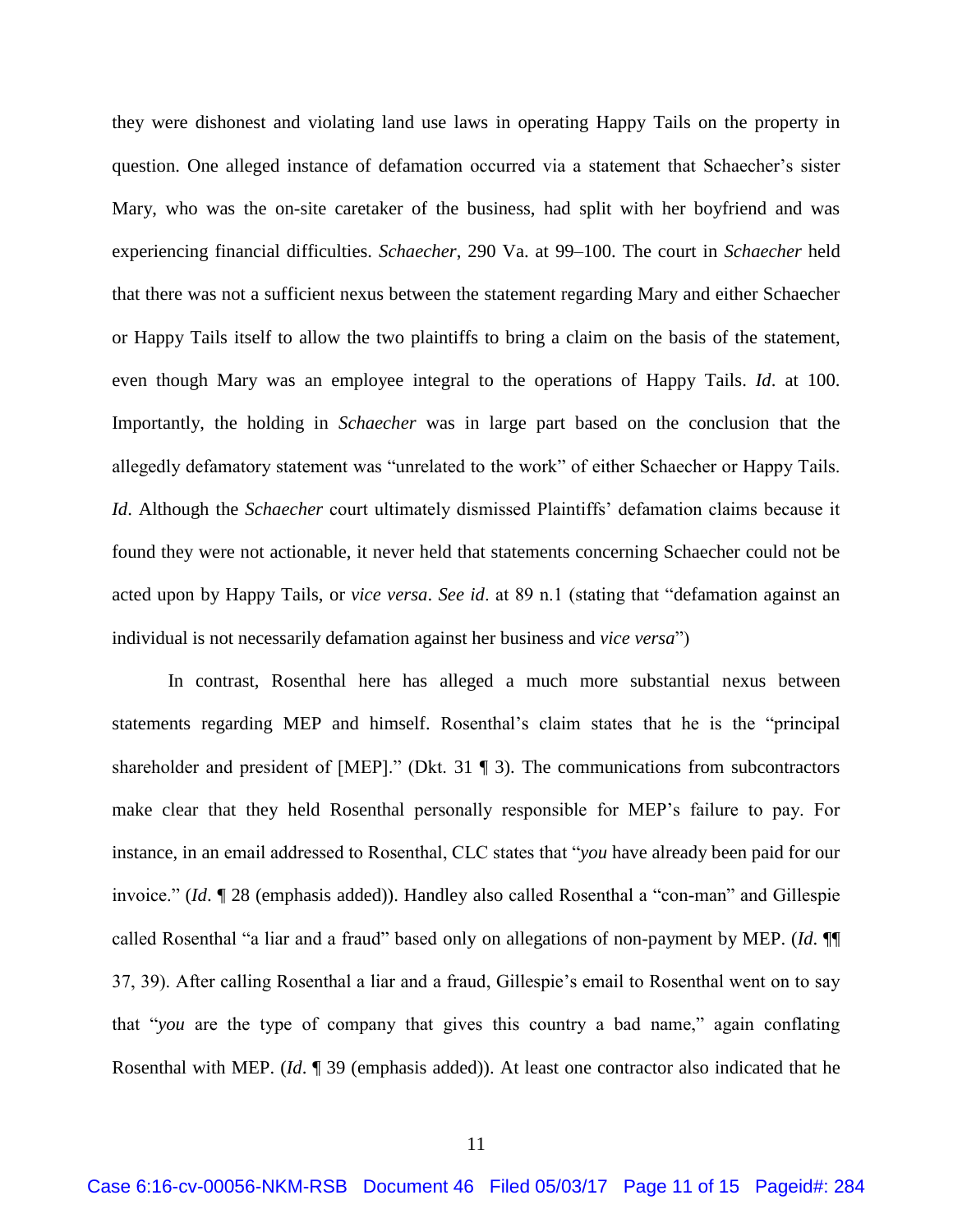they were dishonest and violating land use laws in operating Happy Tails on the property in question. One alleged instance of defamation occurred via a statement that Schaecher's sister Mary, who was the on-site caretaker of the business, had split with her boyfriend and was experiencing financial difficulties. *Schaecher*, 290 Va. at 99–100. The court in *Schaecher* held that there was not a sufficient nexus between the statement regarding Mary and either Schaecher or Happy Tails itself to allow the two plaintiffs to bring a claim on the basis of the statement, even though Mary was an employee integral to the operations of Happy Tails. *Id*. at 100. Importantly, the holding in *Schaecher* was in large part based on the conclusion that the allegedly defamatory statement was "unrelated to the work" of either Schaecher or Happy Tails. *Id*. Although the *Schaecher* court ultimately dismissed Plaintiffs' defamation claims because it found they were not actionable, it never held that statements concerning Schaecher could not be acted upon by Happy Tails, or *vice versa*. *See id*. at 89 n.1 (stating that "defamation against an individual is not necessarily defamation against her business and *vice versa*")

In contrast, Rosenthal here has alleged a much more substantial nexus between statements regarding MEP and himself. Rosenthal's claim states that he is the "principal shareholder and president of [MEP]." (Dkt. 31 ¶ 3). The communications from subcontractors make clear that they held Rosenthal personally responsible for MEP's failure to pay. For instance, in an email addressed to Rosenthal, CLC states that "*you* have already been paid for our invoice." (*Id*. ¶ 28 (emphasis added)). Handley also called Rosenthal a "con-man" and Gillespie called Rosenthal "a liar and a fraud" based only on allegations of non-payment by MEP. (*Id*. ¶¶ 37, 39). After calling Rosenthal a liar and a fraud, Gillespie's email to Rosenthal went on to say that "*you* are the type of company that gives this country a bad name," again conflating Rosenthal with MEP. (*Id*. ¶ 39 (emphasis added)). At least one contractor also indicated that he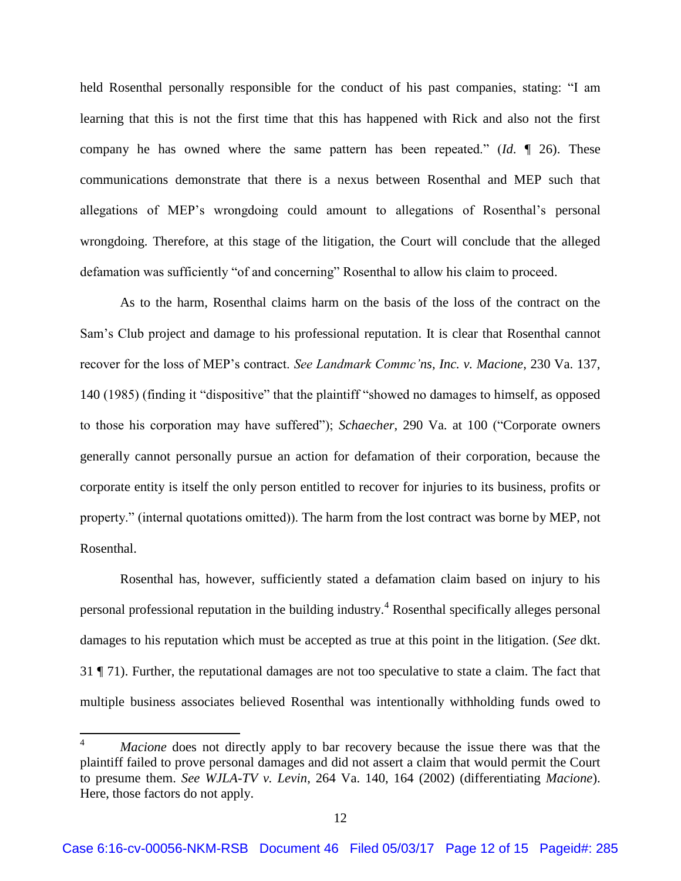held Rosenthal personally responsible for the conduct of his past companies, stating: "I am learning that this is not the first time that this has happened with Rick and also not the first company he has owned where the same pattern has been repeated." (*Id.* ¶ 26). These communications demonstrate that there is a nexus between Rosenthal and MEP such that allegations of MEP's wrongdoing could amount to allegations of Rosenthal's personal wrongdoing. Therefore, at this stage of the litigation, the Court will conclude that the alleged defamation was sufficiently "of and concerning" Rosenthal to allow his claim to proceed.

As to the harm, Rosenthal claims harm on the basis of the loss of the contract on the Sam's Club project and damage to his professional reputation. It is clear that Rosenthal cannot recover for the loss of MEP's contract. *See Landmark Commc'ns, Inc. v. Macione*, 230 Va. 137, 140 (1985) (finding it "dispositive" that the plaintiff "showed no damages to himself, as opposed to those his corporation may have suffered"); *Schaecher*, 290 Va. at 100 ("Corporate owners generally cannot personally pursue an action for defamation of their corporation, because the corporate entity is itself the only person entitled to recover for injuries to its business, profits or property." (internal quotations omitted)). The harm from the lost contract was borne by MEP, not Rosenthal.

Rosenthal has, however, sufficiently stated a defamation claim based on injury to his personal professional reputation in the building industry.[4] Rosenthal specifically alleges personal damages to his reputation which must be accepted as true at this point in the litigation. (*See* dkt. 31 ¶ 71). Further, the reputational damages are not too speculative to state a claim. The fact that multiple business associates believed Rosenthal was intentionally withholding funds owed to

[4] *Macione* does not directly apply to bar recovery because the issue there was that the plaintiff failed to prove personal damages and did not assert a claim that would permit the Court to presume them. *See WJLA-TV v. Levin*, 264 Va. 140, 164 (2002) (differentiating *Macione*). Here, those factors do not apply.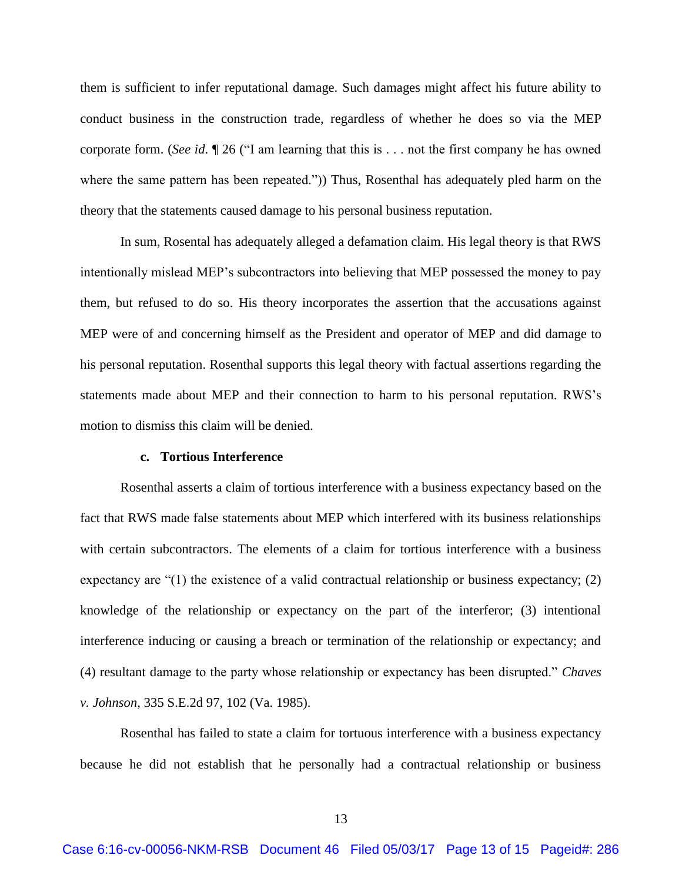them is sufficient to infer reputational damage. Such damages might affect his future ability to conduct business in the construction trade, regardless of whether he does so via the MEP corporate form. (*See id*. ¶ 26 ("I am learning that this is . . . not the first company he has owned where the same pattern has been repeated.")) Thus, Rosenthal has adequately pled harm on the theory that the statements caused damage to his personal business reputation.

In sum, Rosental has adequately alleged a defamation claim. His legal theory is that RWS intentionally mislead MEP's subcontractors into believing that MEP possessed the money to pay them, but refused to do so. His theory incorporates the assertion that the accusations against MEP were of and concerning himself as the President and operator of MEP and did damage to his personal reputation. Rosenthal supports this legal theory with factual assertions regarding the statements made about MEP and their connection to harm to his personal reputation. RWS's motion to dismiss this claim will be denied.

**c. Tortious Interference**

Rosenthal asserts a claim of tortious interference with a business expectancy based on the fact that RWS made false statements about MEP which interfered with its business relationships with certain subcontractors. The elements of a claim for tortious interference with a business expectancy are "(1) the existence of a valid contractual relationship or business expectancy; (2) knowledge of the relationship or expectancy on the part of the interferor; (3) intentional interference inducing or causing a breach or termination of the relationship or expectancy; and (4) resultant damage to the party whose relationship or expectancy has been disrupted." *Chaves v. Johnson*, 335 S.E.2d 97, 102 (Va. 1985).

Rosenthal has failed to state a claim for tortuous interference with a business expectancy because he did not establish that he personally had a contractual relationship or business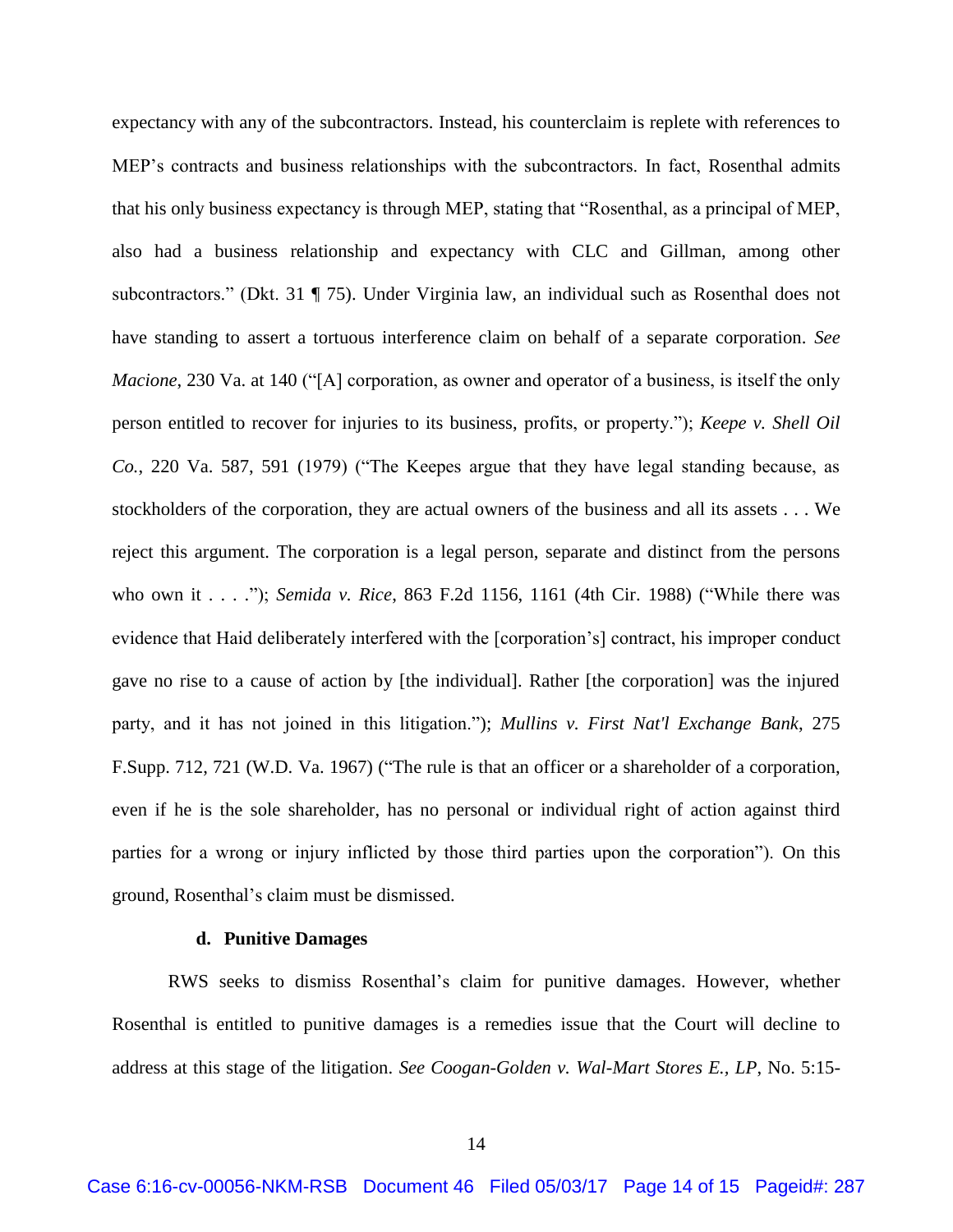expectancy with any of the subcontractors. Instead, his counterclaim is replete with references to MEP's contracts and business relationships with the subcontractors. In fact, Rosenthal admits that his only business expectancy is through MEP, stating that "Rosenthal, as a principal of MEP, also had a business relationship and expectancy with CLC and Gillman, among other subcontractors." (Dkt. 31 ¶ 75). Under Virginia law, an individual such as Rosenthal does not have standing to assert a tortuous interference claim on behalf of a separate corporation. *See Macione*, 230 Va. at 140 ("[A] corporation, as owner and operator of a business, is itself the only person entitled to recover for injuries to its business, profits, or property."); *Keepe v. Shell Oil Co.*, 220 Va. 587, 591 (1979) ("The Keepes argue that they have legal standing because, as stockholders of the corporation, they are actual owners of the business and all its assets . . . We reject this argument. The corporation is a legal person, separate and distinct from the persons who own it . . . ."); *Semida v. Rice*, 863 F.2d 1156, 1161 (4th Cir. 1988) ("While there was evidence that Haid deliberately interfered with the [corporation's] contract, his improper conduct gave no rise to a cause of action by [the individual]. Rather [the corporation] was the injured party, and it has not joined in this litigation."); *Mullins v. First Nat'l Exchange Bank*, 275 F.Supp. 712, 721 (W.D. Va. 1967) ("The rule is that an officer or a shareholder of a corporation, even if he is the sole shareholder, has no personal or individual right of action against third parties for a wrong or injury inflicted by those third parties upon the corporation"). On this ground, Rosenthal's claim must be dismissed.

**d. Punitive Damages**

RWS seeks to dismiss Rosenthal's claim for punitive damages. However, whether Rosenthal is entitled to punitive damages is a remedies issue that the Court will decline to address at this stage of the litigation. *See Coogan-Golden v. Wal-Mart Stores E., LP*, No. 5:15-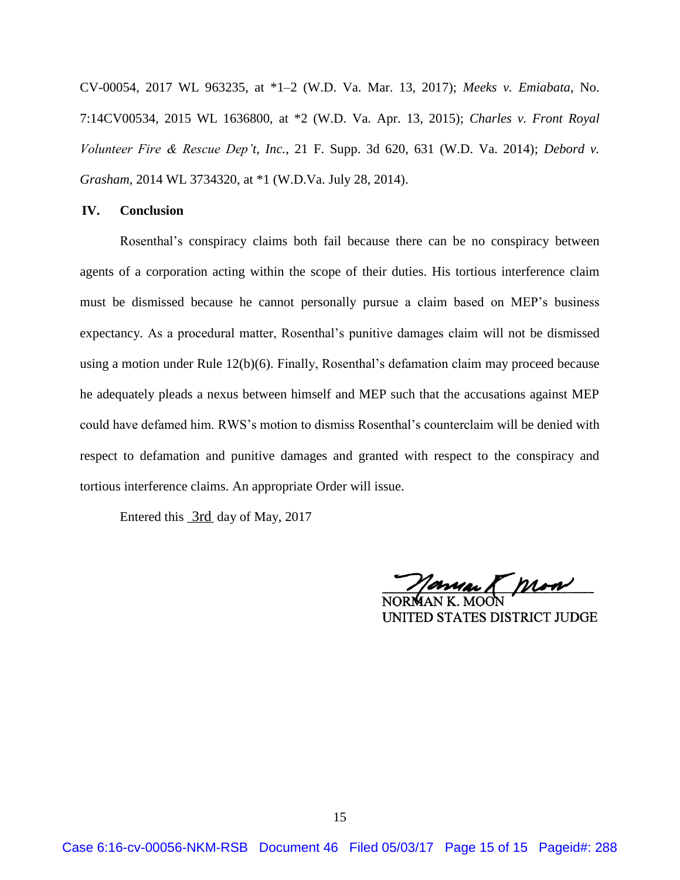CV-00054, 2017 WL 963235, at *1–2 (W.D. Va. Mar. 13, 2017); *Meeks v. Emiabata*, No. 7:14CV00534, 2015 WL 1636800, at *2 (W.D. Va. Apr. 13, 2015); *Charles v. Front Royal Volunteer Fire & Rescue Dep't, Inc.*, 21 F. Supp. 3d 620, 631 (W.D. Va. 2014); *Debord v. Grasham*, 2014 WL 3734320, at *1 (W.D.Va. July 28, 2014).

## IV. Conclusion

Rosenthal's conspiracy claims both fail because there can be no conspiracy between agents of a corporation acting within the scope of their duties. His tortious interference claim must be dismissed because he cannot personally pursue a claim based on MEP's business expectancy. As a procedural matter, Rosenthal's punitive damages claim will not be dismissed using a motion under Rule 12(b)(6). Finally, Rosenthal's defamation claim may proceed because he adequately pleads a nexus between himself and MEP such that the accusations against MEP could have defamed him. RWS's motion to dismiss Rosenthal's counterclaim will be denied with respect to defamation and punitive damages and granted with respect to the conspiracy and tortious interference claims. An appropriate Order will issue.

Entered this 3rd day of May, 2017

NORMAN K. MOON
UNITED STATES DISTRICT JUDGE